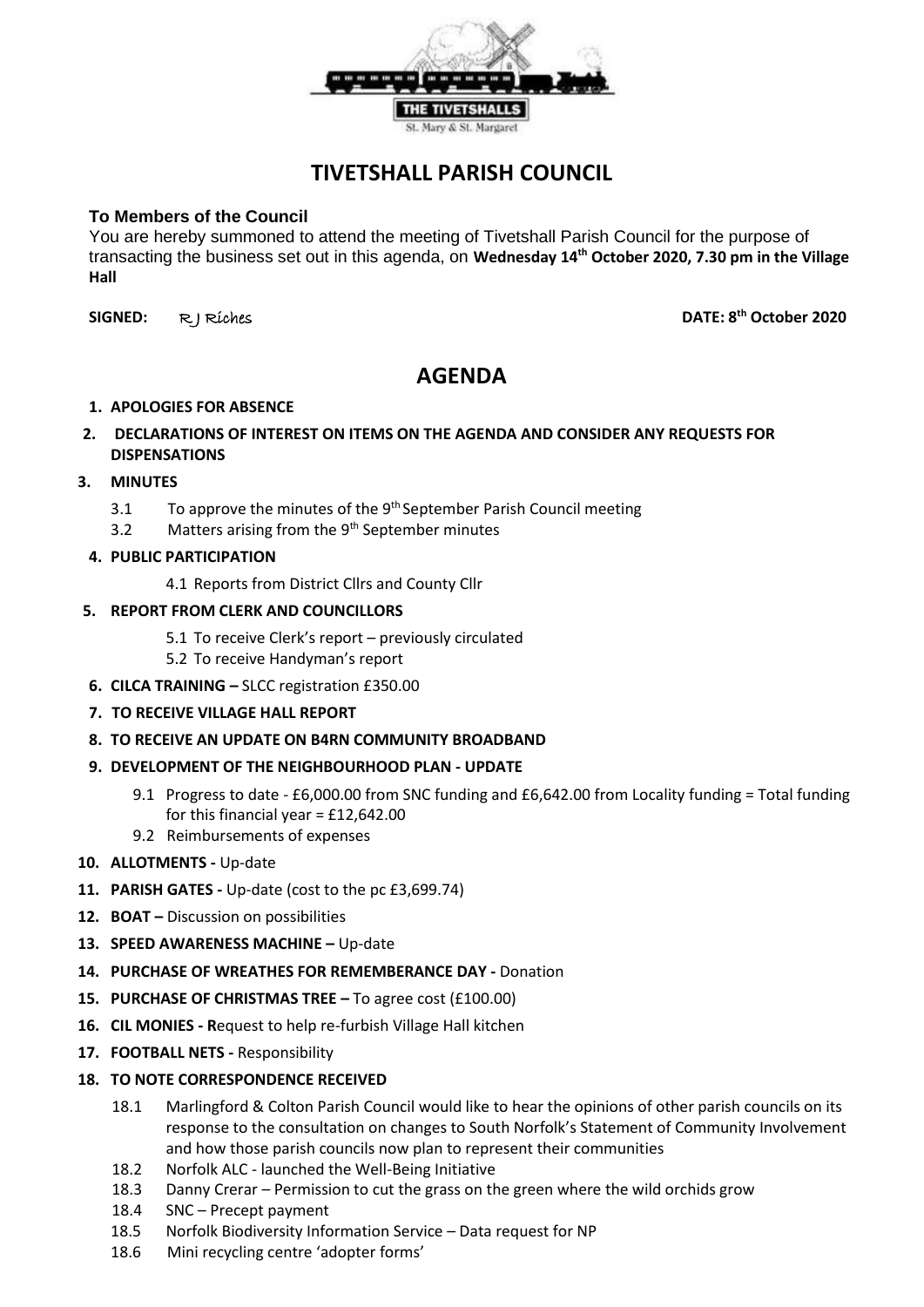THE TIVETSHALLS

St. Mary & St. Margaret

# TIVETSHALL PARISH COUNCIL

**To Members of the Council**

You are hereby summoned to attend the meeting of Tivetshall Parish Council for the purpose of transacting the business set out in this agenda, on **Wednesday 14th October 2020, 7.30 pm in the Village Hall**

**SIGNED:** R J Riches **DATE: 8th October 2020**

## AGENDA

1. **APOLOGIES FOR ABSENCE**
2. **DECLARATIONS OF INTEREST ON ITEMS ON THE AGENDA AND CONSIDER ANY REQUESTS FOR DISPENSATIONS**
3. **MINUTES**
   - 3.1 To approve the minutes of the 9th September Parish Council meeting
   - 3.2 Matters arising from the 9th September minutes
4. **PUBLIC PARTICIPATION**
   - 4.1 Reports from District Cllrs and County Cllr
5. **REPORT FROM CLERK AND COUNCILLORS**
   - 5.1 To receive Clerk's report – previously circulated
   - 5.2 To receive Handyman's report
6. **CILCA TRAINING –** SLCC registration £350.00
7. **TO RECEIVE VILLAGE HALL REPORT**
8. **TO RECEIVE AN UPDATE ON B4RN COMMUNITY BROADBAND**
9. **DEVELOPMENT OF THE NEIGHBOURHOOD PLAN - UPDATE**
   - 9.1 Progress to date - £6,000.00 from SNC funding and £6,642.00 from Locality funding = Total funding for this financial year = £12,642.00
   - 9.2 Reimbursements of expenses
10. **ALLOTMENTS -** Up-date
11. **PARISH GATES -** Up-date (cost to the pc £3,699.74)
12. **BOAT –** Discussion on possibilities
13. **SPEED AWARENESS MACHINE –** Up-date
14. **PURCHASE OF WREATHES FOR REMEMBERANCE DAY -** Donation
15. **PURCHASE OF CHRISTMAS TREE –** To agree cost (£100.00)
16. **CIL MONIES - R**equest to help re-furbish Village Hall kitchen
17. **FOOTBALL NETS -** Responsibility
18. **TO NOTE CORRESPONDENCE RECEIVED**
   - 18.1 Marlingford & Colton Parish Council would like to hear the opinions of other parish councils on its response to the consultation on changes to South Norfolk's Statement of Community Involvement and how those parish councils now plan to represent their communities
   - 18.2 Norfolk ALC - launched the Well-Being Initiative
   - 18.3 Danny Crerar – Permission to cut the grass on the green where the wild orchids grow
   - 18.4 SNC – Precept payment
   - 18.5 Norfolk Biodiversity Information Service – Data request for NP
   - 18.6 Mini recycling centre 'adopter forms'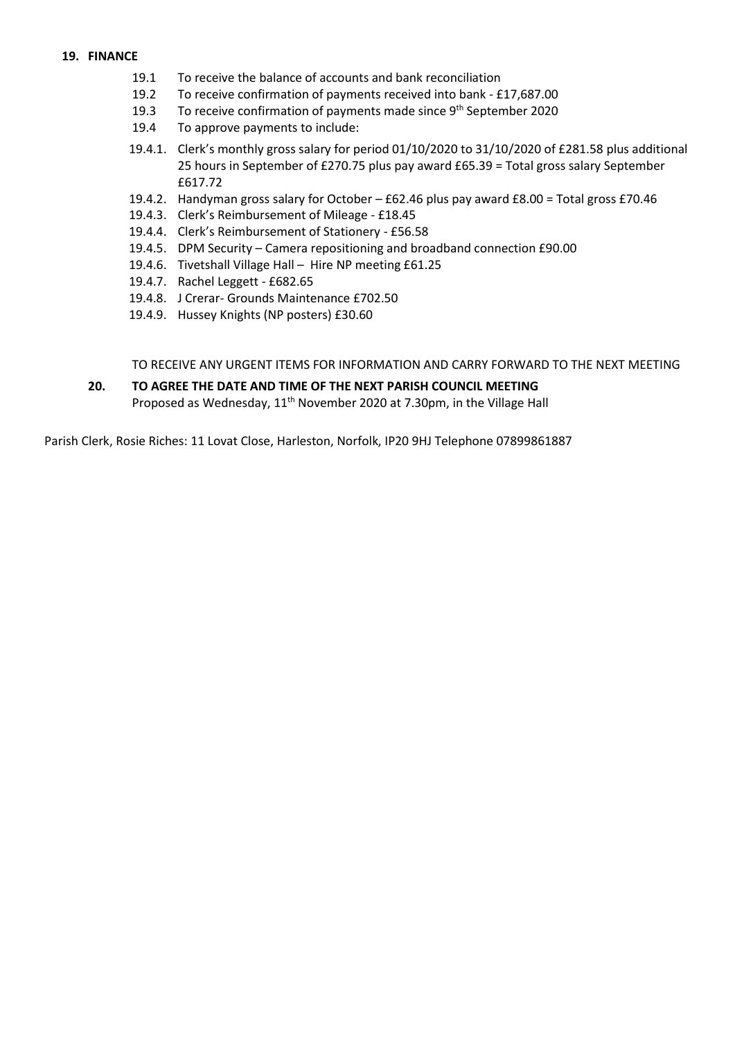**19. FINANCE**

19.1 To receive the balance of accounts and bank reconciliation

19.2 To receive confirmation of payments received into bank - £17,687.00

19.3 To receive confirmation of payments made since 9th September 2020

19.4 To approve payments to include:

19.4.1. Clerk's monthly gross salary for period 01/10/2020 to 31/10/2020 of £281.58 plus additional 25 hours in September of £270.75 plus pay award £65.39 = Total gross salary September £617.72

19.4.2. Handyman gross salary for October – £62.46 plus pay award £8.00 = Total gross £70.46

19.4.3. Clerk's Reimbursement of Mileage - £18.45

19.4.4. Clerk's Reimbursement of Stationery - £56.58

19.4.5. DPM Security – Camera repositioning and broadband connection £90.00

19.4.6. Tivetshall Village Hall – Hire NP meeting £61.25

19.4.7. Rachel Leggett - £682.65

19.4.8. J Crerar- Grounds Maintenance £702.50

19.4.9. Hussey Knights (NP posters) £30.60

TO RECEIVE ANY URGENT ITEMS FOR INFORMATION AND CARRY FORWARD TO THE NEXT MEETING

**20. TO AGREE THE DATE AND TIME OF THE NEXT PARISH COUNCIL MEETING**

Proposed as Wednesday, 11th November 2020 at 7.30pm, in the Village Hall

Parish Clerk, Rosie Riches: 11 Lovat Close, Harleston, Norfolk, IP20 9HJ Telephone 07899861887